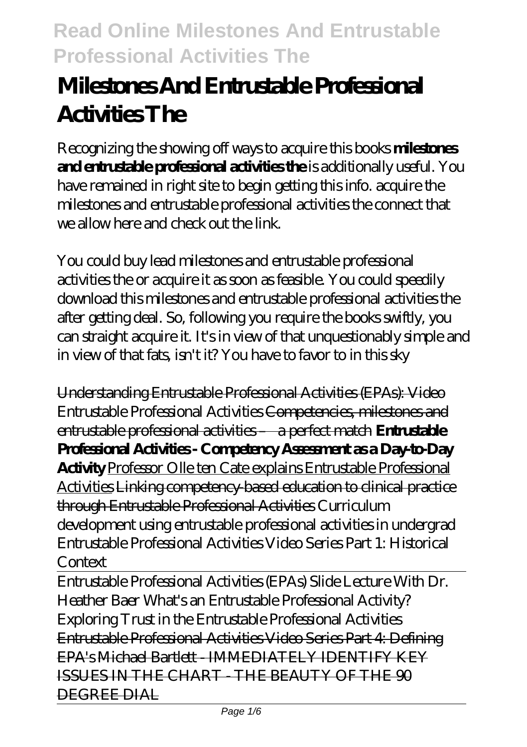# Milestones And Entrustable Professional Activities The

Recognizing the showing off ways to acquire this books **milestones and entrustable professional activities the** is additionally useful. You have remained in right site to begin getting this info. acquire the milestones and entrustable professional activities the connect that we allow here and check out the link.

You could buy lead milestones and entrustable professional activities the or acquire it as soon as feasible. You could speedily download this milestones and entrustable professional activities the after getting deal. So, following you require the books swiftly, you can straight acquire it. It's in view of that unquestionably simple and in view of that fats, isn't it? You have to favor to in this sky

Understanding Entrustable Professional Activities (EPAs): Video *Entrustable Professional Activities* Competencies, milestones and entrustable professional activities – a perfect match **Entrustable Professional Activities - Competency Assessment as a Day-to-Day Activity** Professor Olle ten Cate explains Entrustable Professional Activities Linking competency-based education to clinical practice through Entrustable Professional Activities *Curriculum development using entrustable professional activities in undergrad Entrustable Professional Activities Video Series Part 1: Historical Context*

Entrustable Professional Activities (EPAs) Slide Lecture With Dr. Heather Baer *What's an Entrustable Professional Activity? Exploring Trust in the Entrustable Professional Activities* Entrustable Professional Activities Video Series Part 4: Defining EPA's Michael Bartlett - IMMEDIATELY IDENTIFY KEY ISSUES IN THE CHART - THE BEAUTY OF THE 90 DEGREE DIAL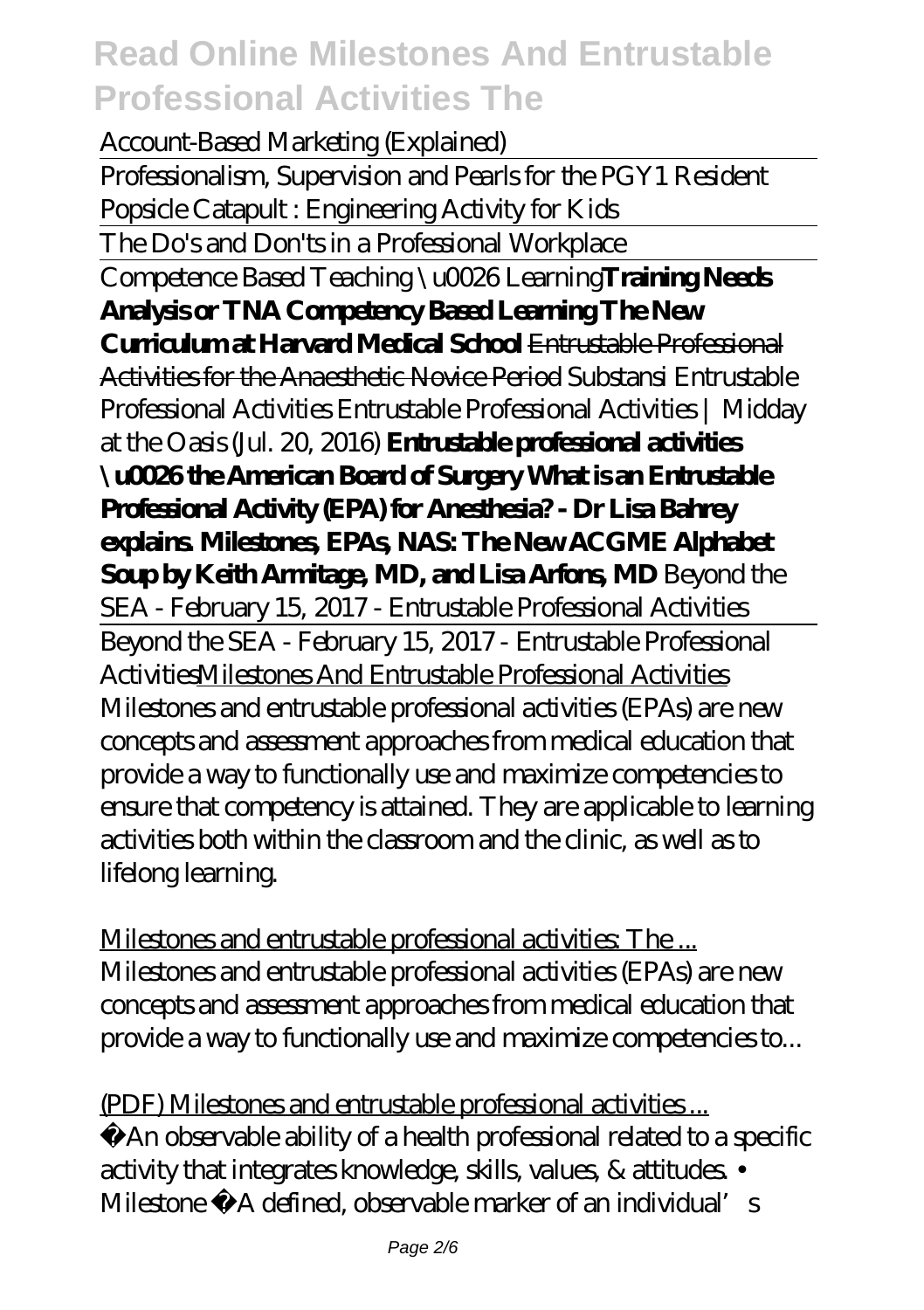*Account-Based Marketing (Explained)*

Professionalism, Supervision and Pearls for the PGY1 Resident

*Popsicle Catapult : Engineering Activity for Kids*

The Do's and Don'ts in a Professional Workplace

Competence Based Teaching \u0026 Learning **Training Needs Analysis or TNA Competency Based Learning The New Curriculum at Harvard Medical School** Entrustable Professional Activities for the Anaesthetic Novice Period *Substansi Entrustable Professional Activities Entrustable Professional Activities | Midday at the Oasis (Jul. 20, 2016)* **Entrustable professional activities \u0026 the American Board of Surgery What is an Entrustable Professional Activity (EPA) for Anesthesia? - Dr Lisa Bahrey explains. Milestones, EPAs, NAS: The New ACGME Alphabet Soup by Keith Armitage, MD, and Lisa Arfons, MD** *Beyond the SEA - February 15, 2017 - Entrustable Professional Activities*

Beyond the SEA - February 15, 2017 - Entrustable Professional Activities Milestones And Entrustable Professional Activities

Milestones and entrustable professional activities (EPAs) are new concepts and assessment approaches from medical education that provide a way to functionally use and maximize competencies to ensure that competency is attained. They are applicable to learning activities both within the classroom and the clinic, as well as to lifelong learning.

Milestones and entrustable professional activities: The ...

Milestones and entrustable professional activities (EPAs) are new concepts and assessment approaches from medical education that provide a way to functionally use and maximize competencies to...

(PDF) Milestones and entrustable professional activities ...

An observable ability of a health professional related to a specific activity that integrates knowledge, skills, values, & attitudes. • Milestone A defined, observable marker of an individual's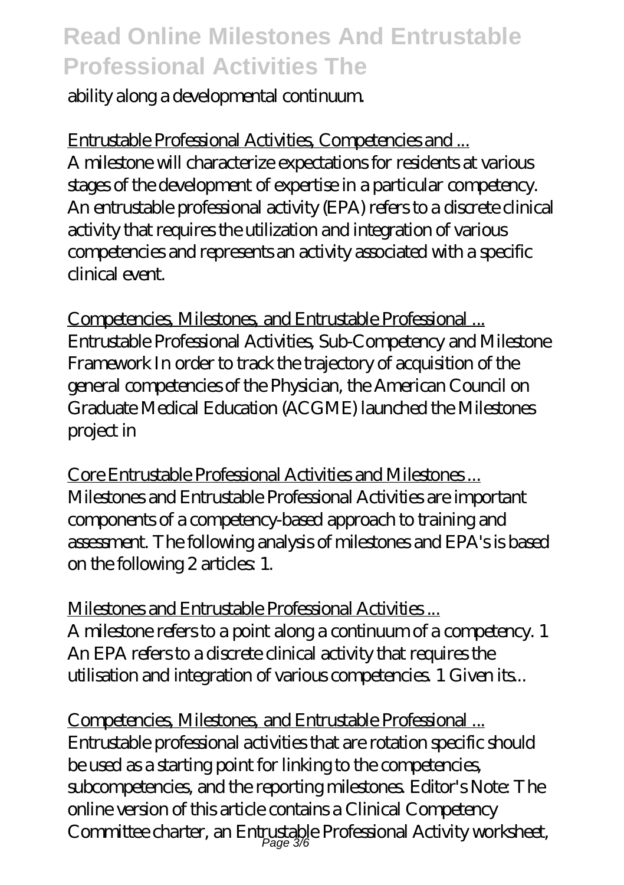ability along a developmental continuum.

Entrustable Professional Activities, Competencies and ...
A milestone will characterize expectations for residents at various stages of the development of expertise in a particular competency. An entrustable professional activity (EPA) refers to a discrete clinical activity that requires the utilization and integration of various competencies and represents an activity associated with a specific clinical event.

Competencies, Milestones, and Entrustable Professional ...
Entrustable Professional Activities, Sub-Competency and Milestone Framework In order to track the trajectory of acquisition of the general competencies of the Physician, the American Council on Graduate Medical Education (ACGME) launched the Milestones project in

Core Entrustable Professional Activities and Milestones ...
Milestones and Entrustable Professional Activities are important components of a competency-based approach to training and assessment. The following analysis of milestones and EPA's is based on the following 2 articles: 1.

Milestones and Entrustable Professional Activities ...
A milestone refers to a point along a continuum of a competency. 1 An EPA refers to a discrete clinical activity that requires the utilisation and integration of various competencies. 1 Given its...

Competencies, Milestones, and Entrustable Professional ...
Entrustable professional activities that are rotation specific should be used as a starting point for linking to the competencies, subcompetencies, and the reporting milestones. Editor's Note: The online version of this article contains a Clinical Competency Committee charter, an Entrustable Professional Activity worksheet,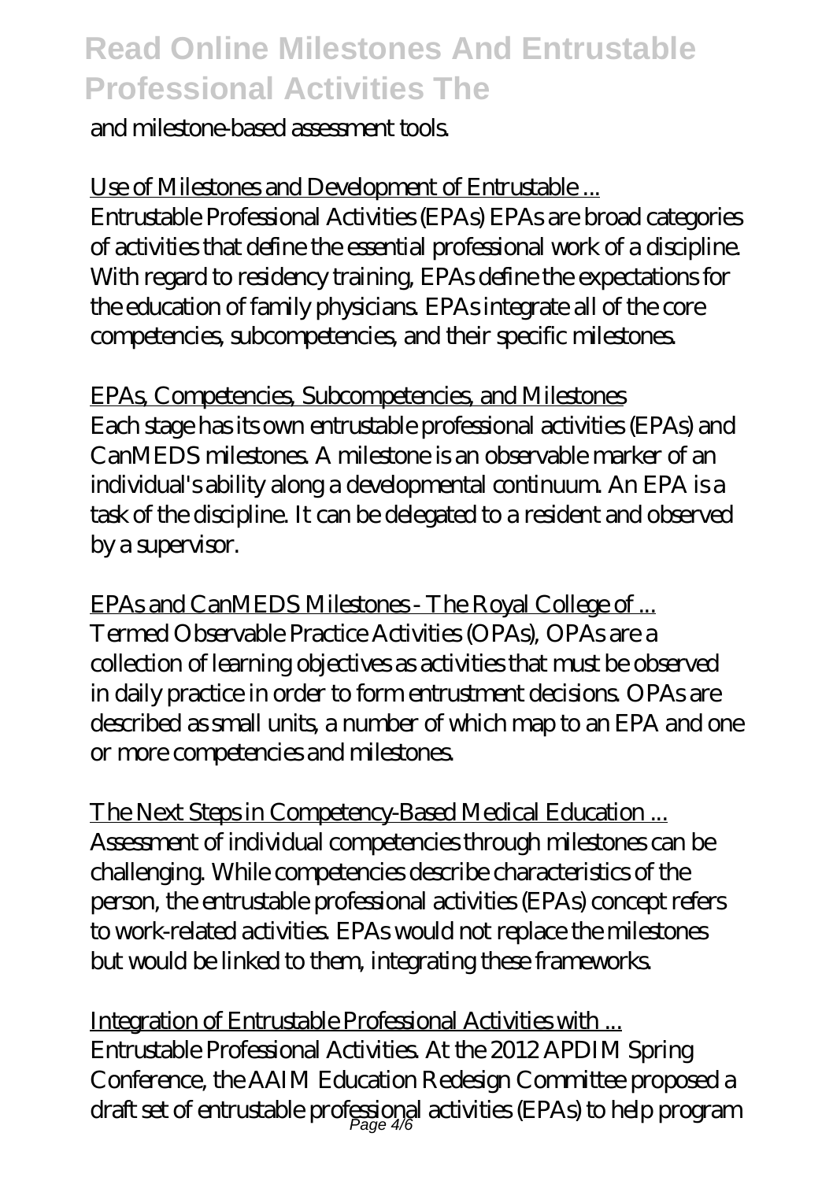and milestone-based assessment tools.

Use of Milestones and Development of Entrustable ...
Entrustable Professional Activities (EPAs) EPAs are broad categories of activities that define the essential professional work of a discipline. With regard to residency training, EPAs define the expectations for the education of family physicians. EPAs integrate all of the core competencies, subcompetencies, and their specific milestones.

EPAs, Competencies, Subcompetencies, and Milestones
Each stage has its own entrustable professional activities (EPAs) and CanMEDS milestones. A milestone is an observable marker of an individual's ability along a developmental continuum. An EPA is a task of the discipline. It can be delegated to a resident and observed by a supervisor.

EPAs and CanMEDS Milestones - The Royal College of ...
Termed Observable Practice Activities (OPAs), OPAs are a collection of learning objectives as activities that must be observed in daily practice in order to form entrustment decisions. OPAs are described as small units, a number of which map to an EPA and one or more competencies and milestones.

The Next Steps in Competency-Based Medical Education ...
Assessment of individual competencies through milestones can be challenging. While competencies describe characteristics of the person, the entrustable professional activities (EPAs) concept refers to work-related activities. EPAs would not replace the milestones but would be linked to them, integrating these frameworks.

Integration of Entrustable Professional Activities with ...
Entrustable Professional Activities. At the 2012 APDIM Spring Conference, the AAIM Education Redesign Committee proposed a draft set of entrustable professional activities (EPAs) to help program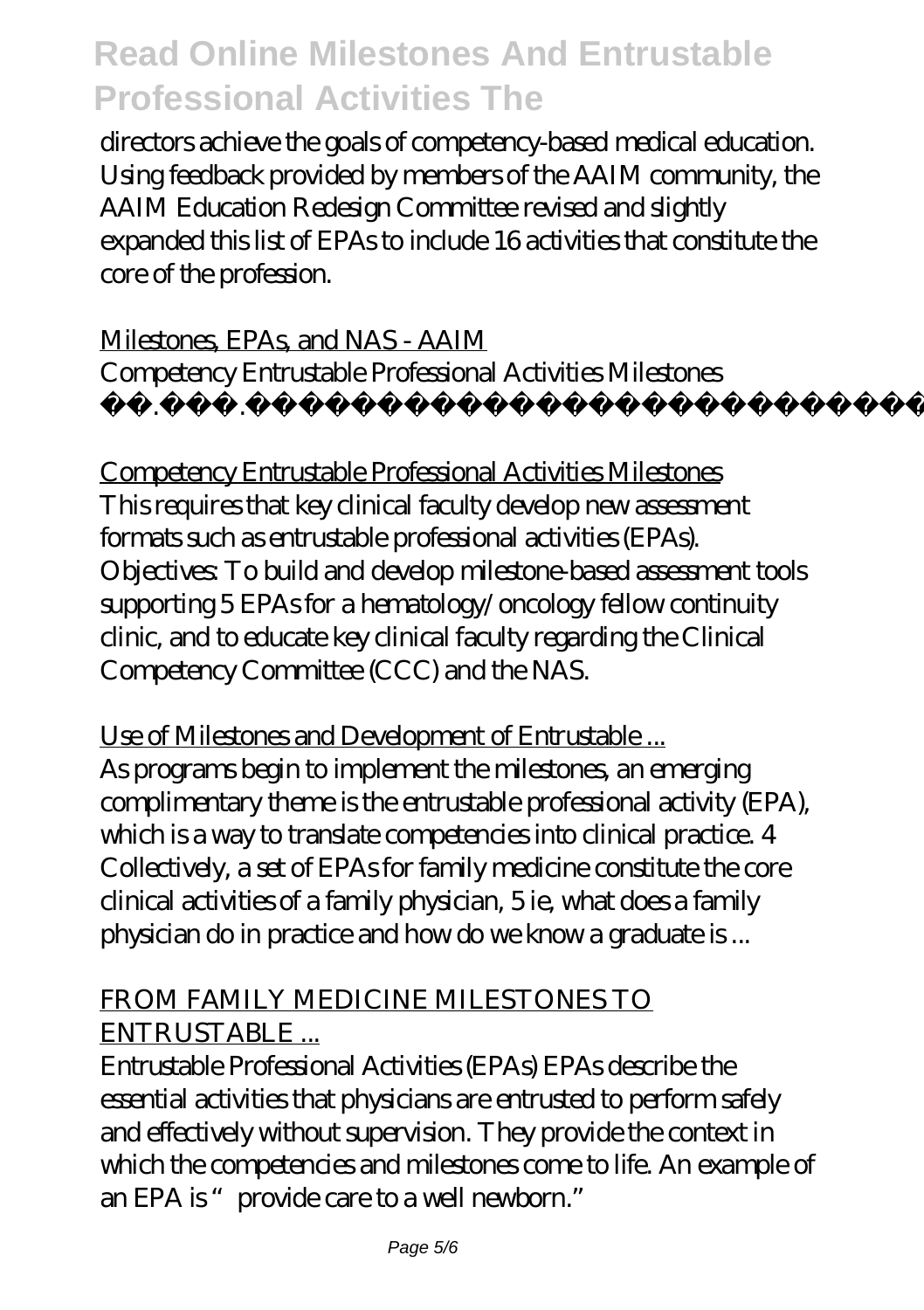directors achieve the goals of competency-based medical education. Using feedback provided by members of the AAIM community, the AAIM Education Redesign Committee revised and slightly expanded this list of EPAs to include 16 activities that constitute the core of the profession.

Milestones, EPAs, and NAS - AAIM

Competency Entrustable Professional Activities Milestones ï¿½ï¿½.ï¿½ï¿½.ï¿½ï¿½ï¿½ï¿½ï¿½ï¿½ï¿½ï¿½ï¿½ï¿½ï¿½ï¿½ï¿½ï¿½ï¿½ï¿½

Competency Entrustable Professional Activities Milestones

This requires that key clinical faculty develop new assessment formats such as entrustable professional activities (EPAs). Objectives: To build and develop milestone-based assessment tools supporting 5 EPAs for a hematology/oncology fellow continuity clinic, and to educate key clinical faculty regarding the Clinical Competency Committee (CCC) and the NAS.

Use of Milestones and Development of Entrustable ...

As programs begin to implement the milestones, an emerging complimentary theme is the entrustable professional activity (EPA), which is a way to translate competencies into clinical practice. 4 Collectively, a set of EPAs for family medicine constitute the core clinical activities of a family physician, 5 ie, what does a family physician do in practice and how do we know a graduate is ...

FROM FAMILY MEDICINE MILESTONES TO ENTRUSTABLE ...

Entrustable Professional Activities (EPAs) EPAs describe the essential activities that physicians are entrusted to perform safely and effectively without supervision. They provide the context in which the competencies and milestones come to life. An example of an EPA is "provide care to a well newborn."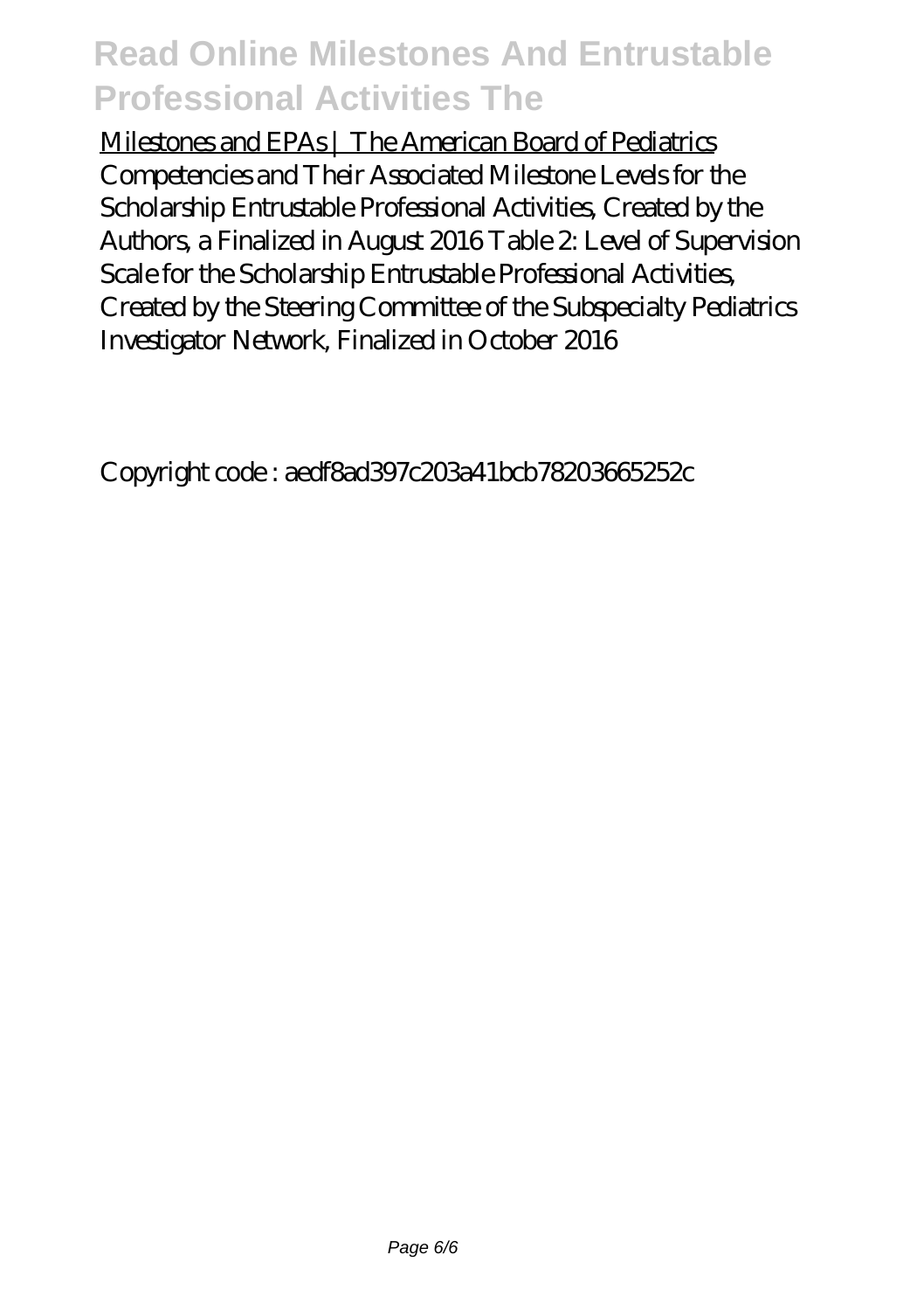Milestones and EPAs | The American Board of Pediatrics
Competencies and Their Associated Milestone Levels for the Scholarship Entrustable Professional Activities, Created by the Authors, a Finalized in August 2016 Table 2: Level of Supervision Scale for the Scholarship Entrustable Professional Activities, Created by the Steering Committee of the Subspecialty Pediatrics Investigator Network, Finalized in October 2016

Copyright code : aedf8ad397c203a41bcb78203665252c